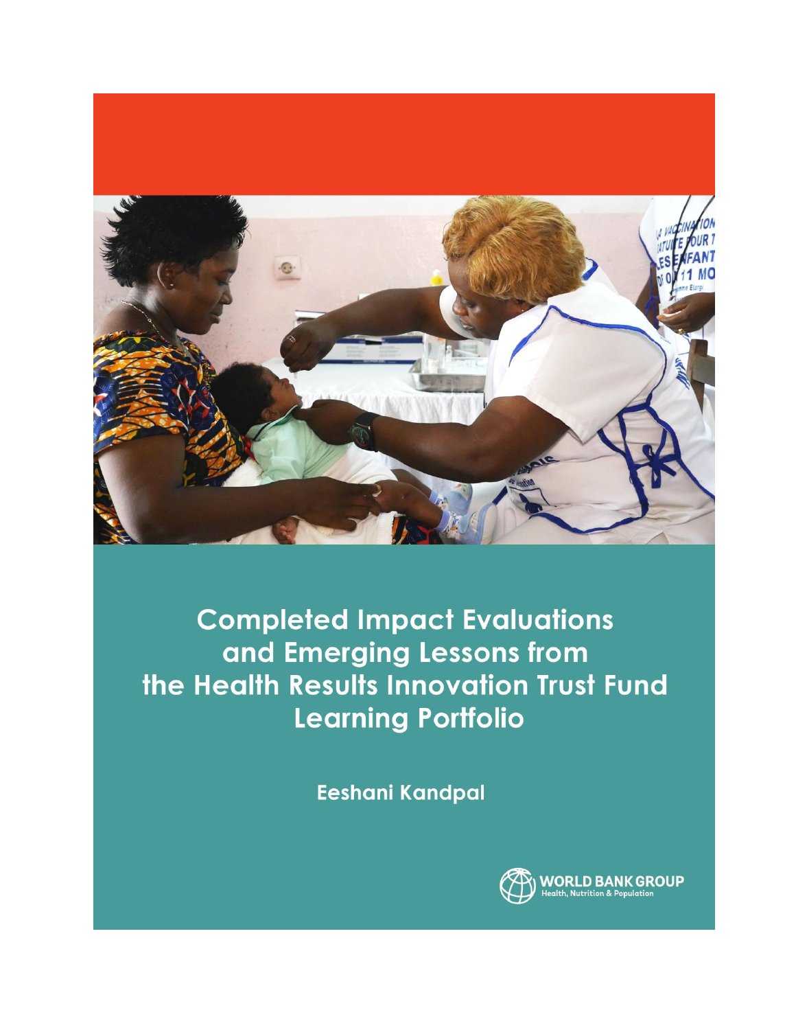# Completed Impact Evaluations and Emerging Lessons from the Health Results Innovation Trust Fund Learning Portfolio

**Eeshani Kandpal**

WORLD BANK GROUP
Health, Nutrition & Population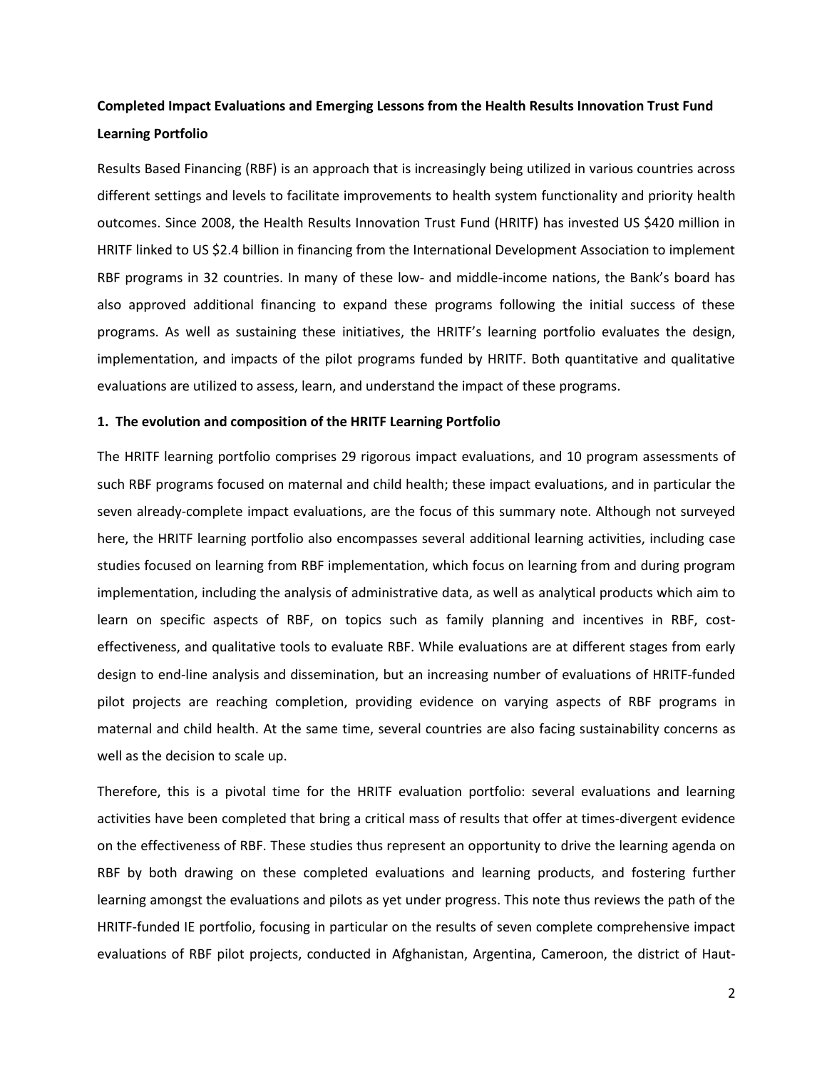**Completed Impact Evaluations and Emerging Lessons from the Health Results Innovation Trust Fund Learning Portfolio**

Results Based Financing (RBF) is an approach that is increasingly being utilized in various countries across different settings and levels to facilitate improvements to health system functionality and priority health outcomes. Since 2008, the Health Results Innovation Trust Fund (HRITF) has invested US $420 million in HRITF linked to US $2.4 billion in financing from the International Development Association to implement RBF programs in 32 countries. In many of these low- and middle-income nations, the Bank's board has also approved additional financing to expand these programs following the initial success of these programs. As well as sustaining these initiatives, the HRITF's learning portfolio evaluates the design, implementation, and impacts of the pilot programs funded by HRITF. Both quantitative and qualitative evaluations are utilized to assess, learn, and understand the impact of these programs.

**1. The evolution and composition of the HRITF Learning Portfolio**

The HRITF learning portfolio comprises 29 rigorous impact evaluations, and 10 program assessments of such RBF programs focused on maternal and child health; these impact evaluations, and in particular the seven already-complete impact evaluations, are the focus of this summary note. Although not surveyed here, the HRITF learning portfolio also encompasses several additional learning activities, including case studies focused on learning from RBF implementation, which focus on learning from and during program implementation, including the analysis of administrative data, as well as analytical products which aim to learn on specific aspects of RBF, on topics such as family planning and incentives in RBF, cost-effectiveness, and qualitative tools to evaluate RBF. While evaluations are at different stages from early design to end-line analysis and dissemination, but an increasing number of evaluations of HRITF-funded pilot projects are reaching completion, providing evidence on varying aspects of RBF programs in maternal and child health. At the same time, several countries are also facing sustainability concerns as well as the decision to scale up.

Therefore, this is a pivotal time for the HRITF evaluation portfolio: several evaluations and learning activities have been completed that bring a critical mass of results that offer at times-divergent evidence on the effectiveness of RBF. These studies thus represent an opportunity to drive the learning agenda on RBF by both drawing on these completed evaluations and learning products, and fostering further learning amongst the evaluations and pilots as yet under progress. This note thus reviews the path of the HRITF-funded IE portfolio, focusing in particular on the results of seven complete comprehensive impact evaluations of RBF pilot projects, conducted in Afghanistan, Argentina, Cameroon, the district of Haut-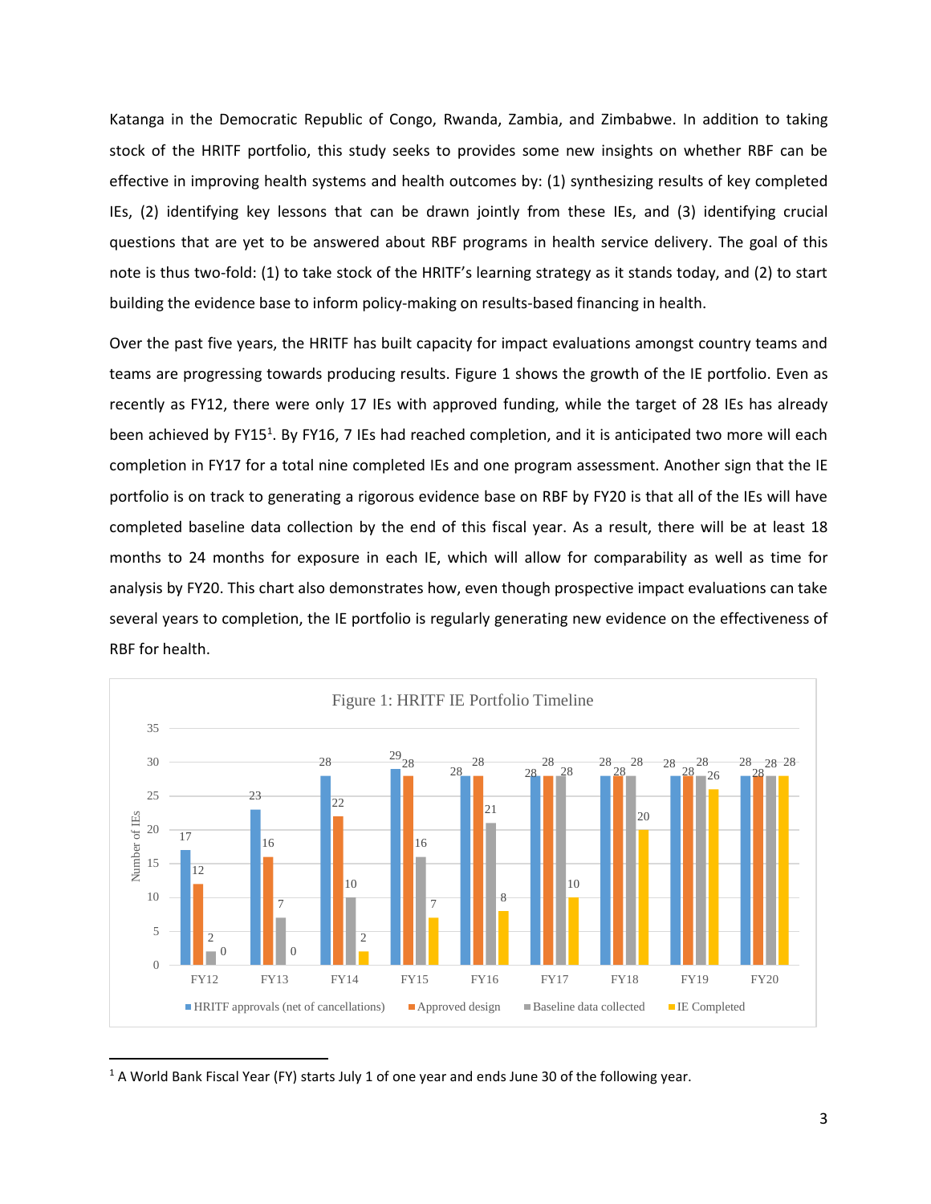Katanga in the Democratic Republic of Congo, Rwanda, Zambia, and Zimbabwe. In addition to taking stock of the HRITF portfolio, this study seeks to provides some new insights on whether RBF can be effective in improving health systems and health outcomes by: (1) synthesizing results of key completed IEs, (2) identifying key lessons that can be drawn jointly from these IEs, and (3) identifying crucial questions that are yet to be answered about RBF programs in health service delivery. The goal of this note is thus two-fold: (1) to take stock of the HRITF's learning strategy as it stands today, and (2) to start building the evidence base to inform policy-making on results-based financing in health.

Over the past five years, the HRITF has built capacity for impact evaluations amongst country teams and teams are progressing towards producing results. Figure 1 shows the growth of the IE portfolio. Even as recently as FY12, there were only 17 IEs with approved funding, while the target of 28 IEs has already been achieved by FY15[1]. By FY16, 7 IEs had reached completion, and it is anticipated two more will each completion in FY17 for a total nine completed IEs and one program assessment. Another sign that the IE portfolio is on track to generating a rigorous evidence base on RBF by FY20 is that all of the IEs will have completed baseline data collection by the end of this fiscal year. As a result, there will be at least 18 months to 24 months for exposure in each IE, which will allow for comparability as well as time for analysis by FY20. This chart also demonstrates how, even though prospective impact evaluations can take several years to completion, the IE portfolio is regularly generating new evidence on the effectiveness of RBF for health.

Figure 1: HRITF IE Portfolio Timeline

| Number of IEs | FY12 | FY13 | FY14 | FY15 | FY16 | FY17 | FY18 | FY19 | FY20 |
|---|---|---|---|---|---|---|---|---|---|
| HRITF approvals (net of cancellations) | 17 | 23 | 28 | 29 | 28 | 28 | 28 | 28 | 28 |
| Approved design | 12 | 16 | 22 | 28 | 28 | 28 | 28 | 28 | 28 |
| Baseline data collected | 2 | 7 | 10 | 16 | 21 | 28 | 28 | 28 | 28 |
| IE Completed | 0 | 0 | 2 | 7 | 8 | 10 | 20 | 26 | 28 |

[1] A World Bank Fiscal Year (FY) starts July 1 of one year and ends June 30 of the following year.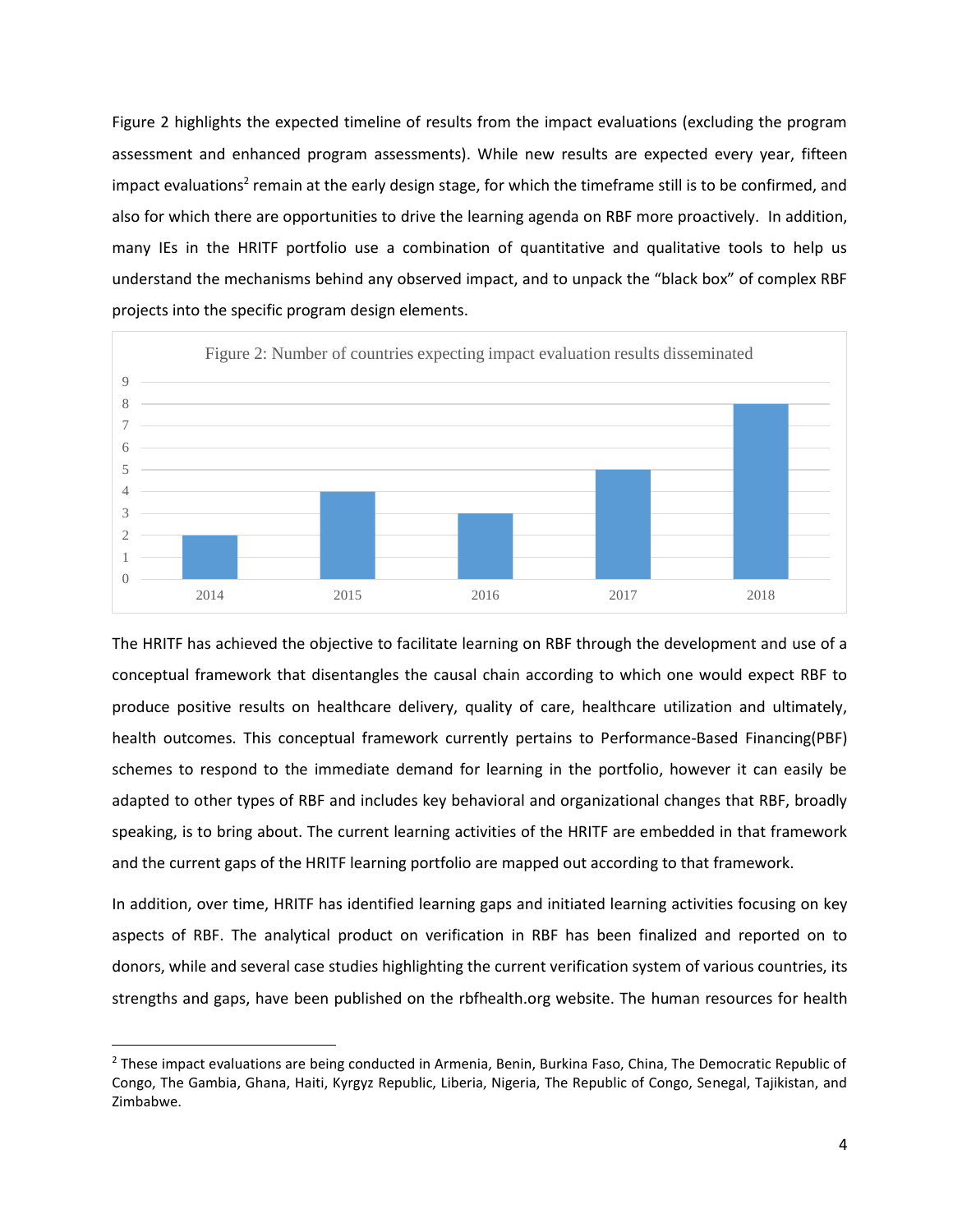Figure 2 highlights the expected timeline of results from the impact evaluations (excluding the program assessment and enhanced program assessments). While new results are expected every year, fifteen impact evaluations[2] remain at the early design stage, for which the timeframe still is to be confirmed, and also for which there are opportunities to drive the learning agenda on RBF more proactively. In addition, many IEs in the HRITF portfolio use a combination of quantitative and qualitative tools to help us understand the mechanisms behind any observed impact, and to unpack the "black box" of complex RBF projects into the specific program design elements.

Figure 2: Number of countries expecting impact evaluation results disseminated

9
8
7
6
5
4
3
2
1
0

2014
2015
2016
2017
2018

The HRITF has achieved the objective to facilitate learning on RBF through the development and use of a conceptual framework that disentangles the causal chain according to which one would expect RBF to produce positive results on healthcare delivery, quality of care, healthcare utilization and ultimately, health outcomes. This conceptual framework currently pertains to Performance-Based Financing(PBF) schemes to respond to the immediate demand for learning in the portfolio, however it can easily be adapted to other types of RBF and includes key behavioral and organizational changes that RBF, broadly speaking, is to bring about. The current learning activities of the HRITF are embedded in that framework and the current gaps of the HRITF learning portfolio are mapped out according to that framework.

In addition, over time, HRITF has identified learning gaps and initiated learning activities focusing on key aspects of RBF. The analytical product on verification in RBF has been finalized and reported on to donors, while and several case studies highlighting the current verification system of various countries, its strengths and gaps, have been published on the rbfhealth.org website. The human resources for health

[2] These impact evaluations are being conducted in Armenia, Benin, Burkina Faso, China, The Democratic Republic of Congo, The Gambia, Ghana, Haiti, Kyrgyz Republic, Liberia, Nigeria, The Republic of Congo, Senegal, Tajikistan, and Zimbabwe.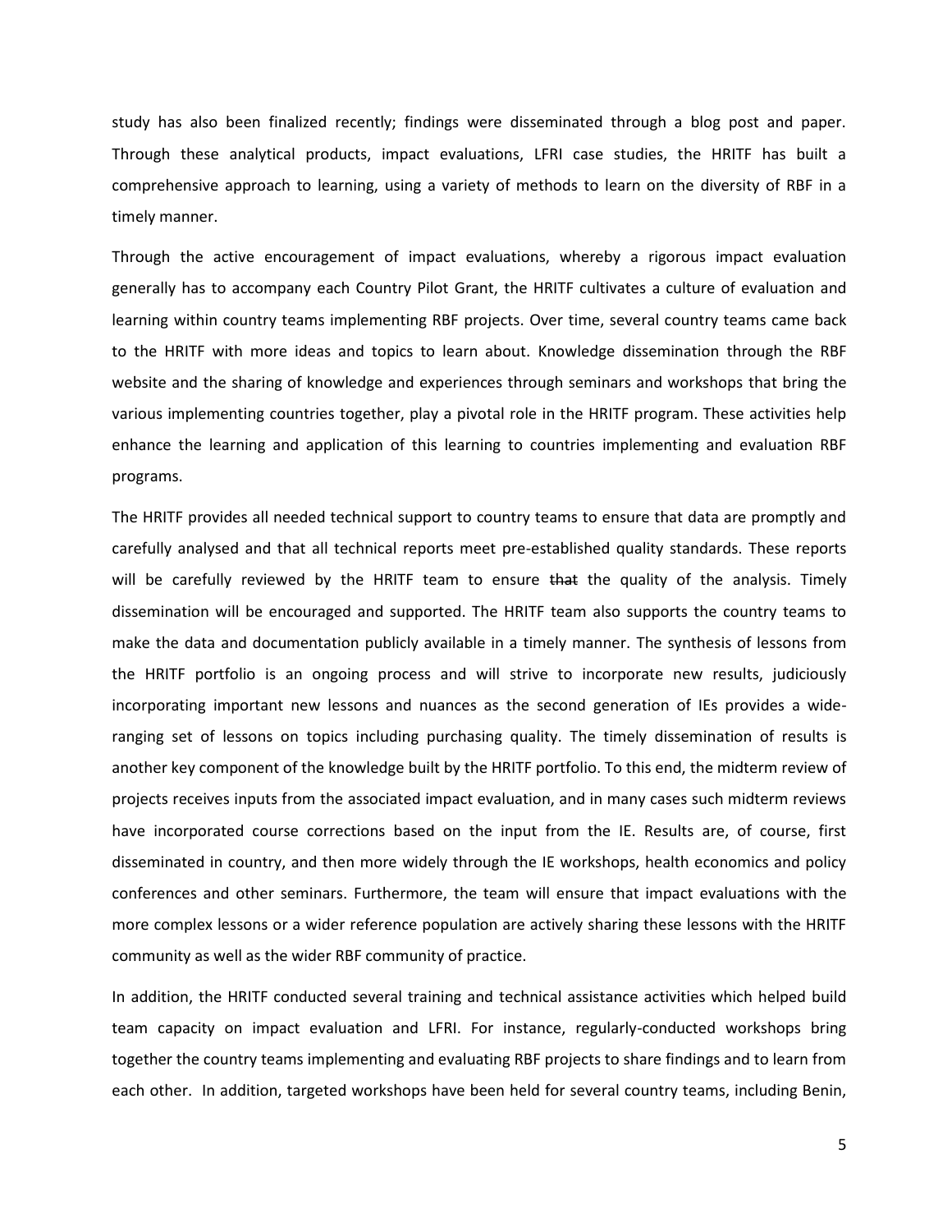study has also been finalized recently; findings were disseminated through a blog post and paper. Through these analytical products, impact evaluations, LFRI case studies, the HRITF has built a comprehensive approach to learning, using a variety of methods to learn on the diversity of RBF in a timely manner.

Through the active encouragement of impact evaluations, whereby a rigorous impact evaluation generally has to accompany each Country Pilot Grant, the HRITF cultivates a culture of evaluation and learning within country teams implementing RBF projects. Over time, several country teams came back to the HRITF with more ideas and topics to learn about. Knowledge dissemination through the RBF website and the sharing of knowledge and experiences through seminars and workshops that bring the various implementing countries together, play a pivotal role in the HRITF program. These activities help enhance the learning and application of this learning to countries implementing and evaluation RBF programs.

The HRITF provides all needed technical support to country teams to ensure that data are promptly and carefully analysed and that all technical reports meet pre-established quality standards. These reports will be carefully reviewed by the HRITF team to ensure ~~that~~ the quality of the analysis. Timely dissemination will be encouraged and supported. The HRITF team also supports the country teams to make the data and documentation publicly available in a timely manner. The synthesis of lessons from the HRITF portfolio is an ongoing process and will strive to incorporate new results, judiciously incorporating important new lessons and nuances as the second generation of IEs provides a wide-ranging set of lessons on topics including purchasing quality. The timely dissemination of results is another key component of the knowledge built by the HRITF portfolio. To this end, the midterm review of projects receives inputs from the associated impact evaluation, and in many cases such midterm reviews have incorporated course corrections based on the input from the IE. Results are, of course, first disseminated in country, and then more widely through the IE workshops, health economics and policy conferences and other seminars. Furthermore, the team will ensure that impact evaluations with the more complex lessons or a wider reference population are actively sharing these lessons with the HRITF community as well as the wider RBF community of practice.

In addition, the HRITF conducted several training and technical assistance activities which helped build team capacity on impact evaluation and LFRI. For instance, regularly-conducted workshops bring together the country teams implementing and evaluating RBF projects to share findings and to learn from each other. In addition, targeted workshops have been held for several country teams, including Benin,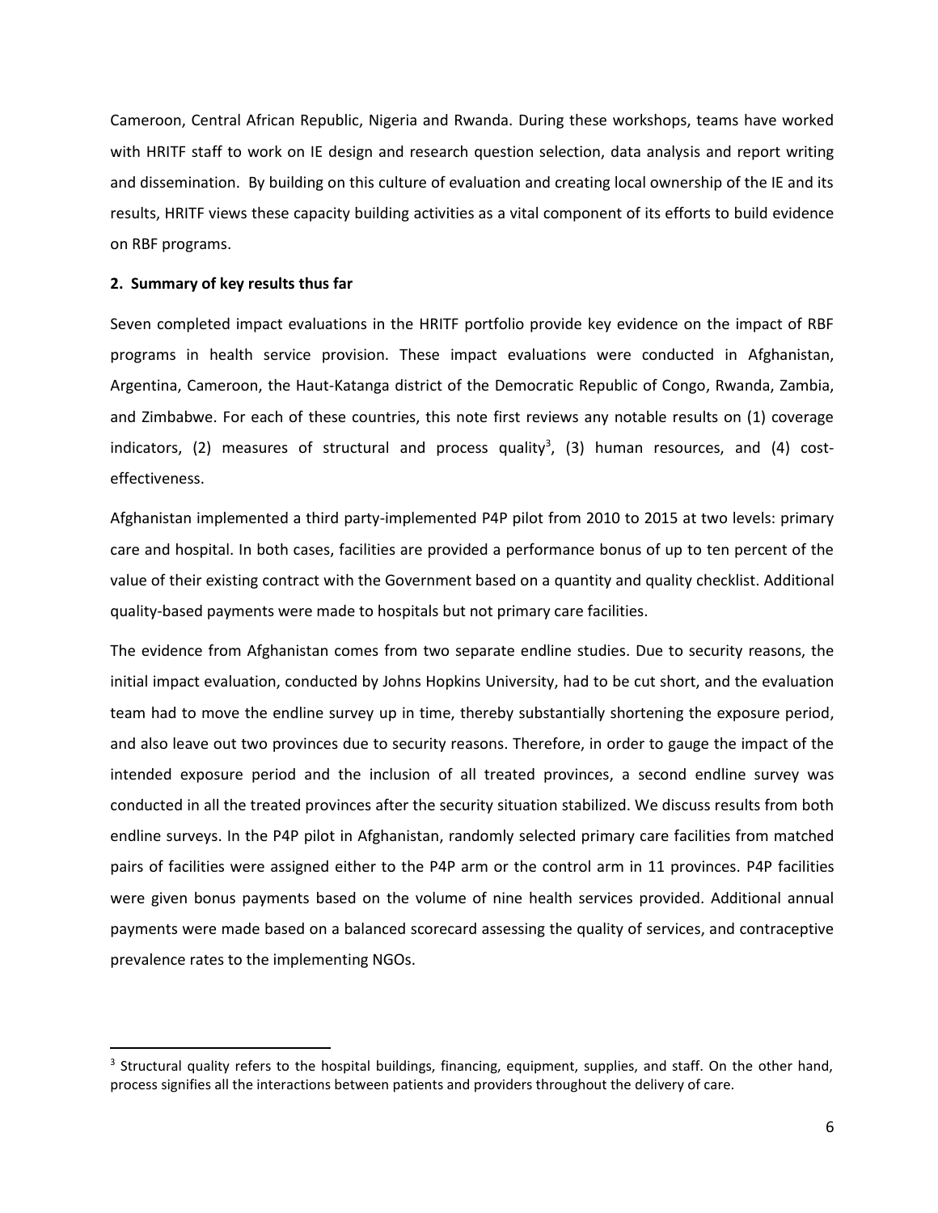Cameroon, Central African Republic, Nigeria and Rwanda. During these workshops, teams have worked with HRITF staff to work on IE design and research question selection, data analysis and report writing and dissemination. By building on this culture of evaluation and creating local ownership of the IE and its results, HRITF views these capacity building activities as a vital component of its efforts to build evidence on RBF programs.

## 2. Summary of key results thus far

Seven completed impact evaluations in the HRITF portfolio provide key evidence on the impact of RBF programs in health service provision. These impact evaluations were conducted in Afghanistan, Argentina, Cameroon, the Haut-Katanga district of the Democratic Republic of Congo, Rwanda, Zambia, and Zimbabwe. For each of these countries, this note first reviews any notable results on (1) coverage indicators, (2) measures of structural and process quality[3], (3) human resources, and (4) cost-effectiveness.

Afghanistan implemented a third party-implemented P4P pilot from 2010 to 2015 at two levels: primary care and hospital. In both cases, facilities are provided a performance bonus of up to ten percent of the value of their existing contract with the Government based on a quantity and quality checklist. Additional quality-based payments were made to hospitals but not primary care facilities.

The evidence from Afghanistan comes from two separate endline studies. Due to security reasons, the initial impact evaluation, conducted by Johns Hopkins University, had to be cut short, and the evaluation team had to move the endline survey up in time, thereby substantially shortening the exposure period, and also leave out two provinces due to security reasons. Therefore, in order to gauge the impact of the intended exposure period and the inclusion of all treated provinces, a second endline survey was conducted in all the treated provinces after the security situation stabilized. We discuss results from both endline surveys. In the P4P pilot in Afghanistan, randomly selected primary care facilities from matched pairs of facilities were assigned either to the P4P arm or the control arm in 11 provinces. P4P facilities were given bonus payments based on the volume of nine health services provided. Additional annual payments were made based on a balanced scorecard assessing the quality of services, and contraceptive prevalence rates to the implementing NGOs.

[3] Structural quality refers to the hospital buildings, financing, equipment, supplies, and staff. On the other hand, process signifies all the interactions between patients and providers throughout the delivery of care.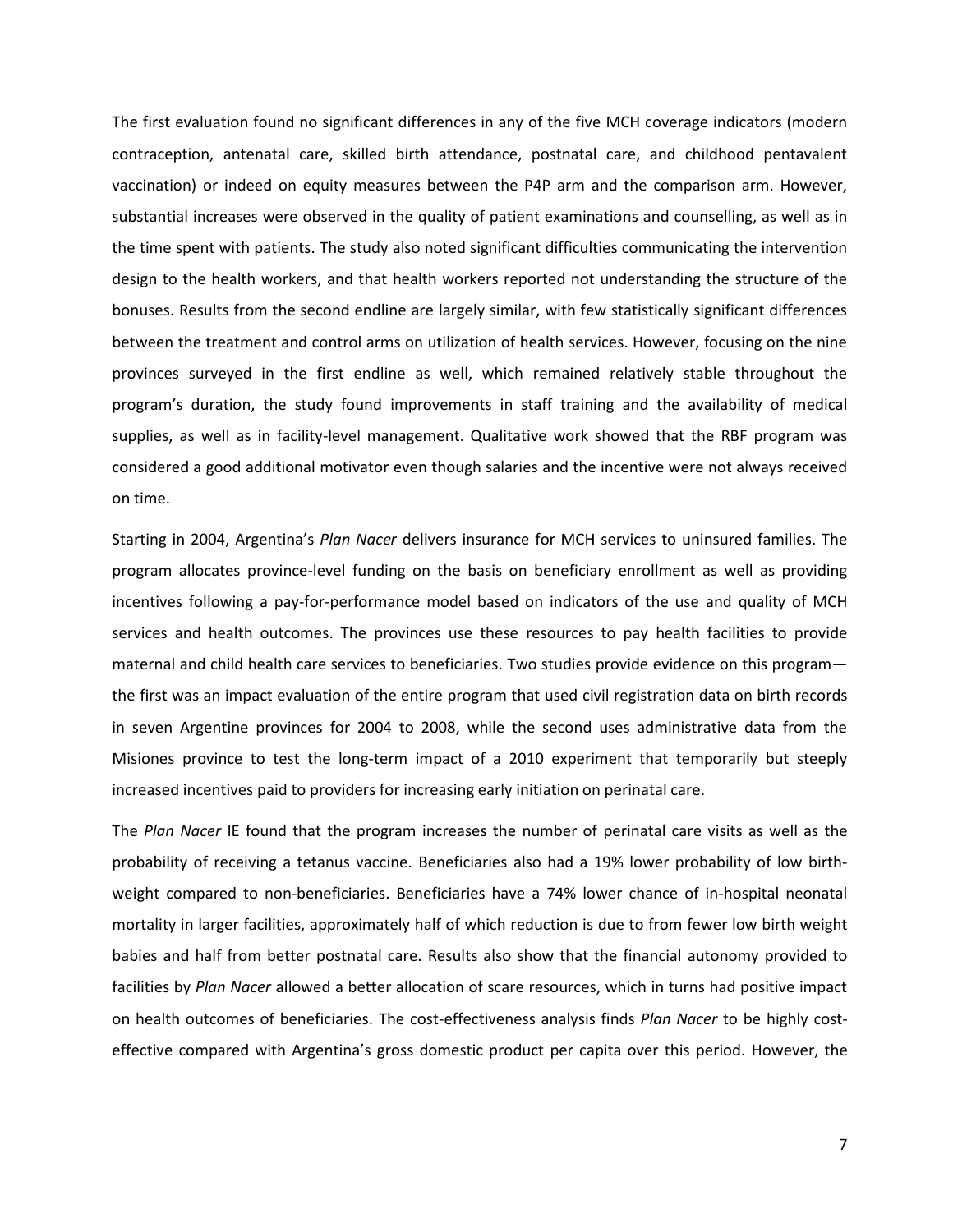The first evaluation found no significant differences in any of the five MCH coverage indicators (modern contraception, antenatal care, skilled birth attendance, postnatal care, and childhood pentavalent vaccination) or indeed on equity measures between the P4P arm and the comparison arm. However, substantial increases were observed in the quality of patient examinations and counselling, as well as in the time spent with patients. The study also noted significant difficulties communicating the intervention design to the health workers, and that health workers reported not understanding the structure of the bonuses. Results from the second endline are largely similar, with few statistically significant differences between the treatment and control arms on utilization of health services. However, focusing on the nine provinces surveyed in the first endline as well, which remained relatively stable throughout the program's duration, the study found improvements in staff training and the availability of medical supplies, as well as in facility-level management. Qualitative work showed that the RBF program was considered a good additional motivator even though salaries and the incentive were not always received on time.

Starting in 2004, Argentina's *Plan Nacer* delivers insurance for MCH services to uninsured families. The program allocates province-level funding on the basis on beneficiary enrollment as well as providing incentives following a pay-for-performance model based on indicators of the use and quality of MCH services and health outcomes. The provinces use these resources to pay health facilities to provide maternal and child health care services to beneficiaries. Two studies provide evidence on this program—the first was an impact evaluation of the entire program that used civil registration data on birth records in seven Argentine provinces for 2004 to 2008, while the second uses administrative data from the Misiones province to test the long-term impact of a 2010 experiment that temporarily but steeply increased incentives paid to providers for increasing early initiation on perinatal care.

The *Plan Nacer* IE found that the program increases the number of perinatal care visits as well as the probability of receiving a tetanus vaccine. Beneficiaries also had a 19% lower probability of low birth-weight compared to non-beneficiaries. Beneficiaries have a 74% lower chance of in-hospital neonatal mortality in larger facilities, approximately half of which reduction is due to from fewer low birth weight babies and half from better postnatal care. Results also show that the financial autonomy provided to facilities by *Plan Nacer* allowed a better allocation of scare resources, which in turns had positive impact on health outcomes of beneficiaries. The cost-effectiveness analysis finds *Plan Nacer* to be highly cost-effective compared with Argentina's gross domestic product per capita over this period. However, the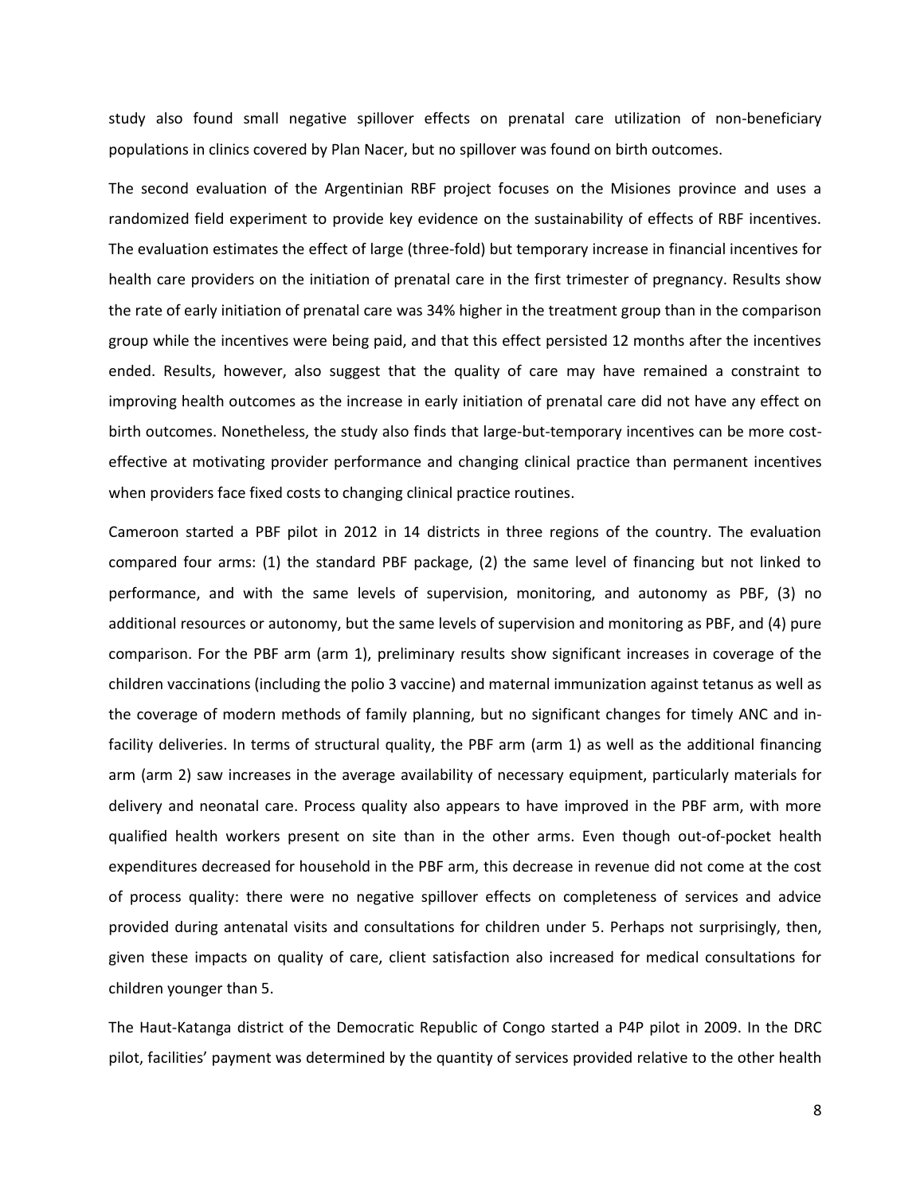study also found small negative spillover effects on prenatal care utilization of non-beneficiary populations in clinics covered by Plan Nacer, but no spillover was found on birth outcomes.

The second evaluation of the Argentinian RBF project focuses on the Misiones province and uses a randomized field experiment to provide key evidence on the sustainability of effects of RBF incentives. The evaluation estimates the effect of large (three-fold) but temporary increase in financial incentives for health care providers on the initiation of prenatal care in the first trimester of pregnancy. Results show the rate of early initiation of prenatal care was 34% higher in the treatment group than in the comparison group while the incentives were being paid, and that this effect persisted 12 months after the incentives ended. Results, however, also suggest that the quality of care may have remained a constraint to improving health outcomes as the increase in early initiation of prenatal care did not have any effect on birth outcomes. Nonetheless, the study also finds that large-but-temporary incentives can be more cost-effective at motivating provider performance and changing clinical practice than permanent incentives when providers face fixed costs to changing clinical practice routines.

Cameroon started a PBF pilot in 2012 in 14 districts in three regions of the country. The evaluation compared four arms: (1) the standard PBF package, (2) the same level of financing but not linked to performance, and with the same levels of supervision, monitoring, and autonomy as PBF, (3) no additional resources or autonomy, but the same levels of supervision and monitoring as PBF, and (4) pure comparison. For the PBF arm (arm 1), preliminary results show significant increases in coverage of the children vaccinations (including the polio 3 vaccine) and maternal immunization against tetanus as well as the coverage of modern methods of family planning, but no significant changes for timely ANC and in-facility deliveries. In terms of structural quality, the PBF arm (arm 1) as well as the additional financing arm (arm 2) saw increases in the average availability of necessary equipment, particularly materials for delivery and neonatal care. Process quality also appears to have improved in the PBF arm, with more qualified health workers present on site than in the other arms. Even though out-of-pocket health expenditures decreased for household in the PBF arm, this decrease in revenue did not come at the cost of process quality: there were no negative spillover effects on completeness of services and advice provided during antenatal visits and consultations for children under 5. Perhaps not surprisingly, then, given these impacts on quality of care, client satisfaction also increased for medical consultations for children younger than 5.

The Haut-Katanga district of the Democratic Republic of Congo started a P4P pilot in 2009. In the DRC pilot, facilities' payment was determined by the quantity of services provided relative to the other health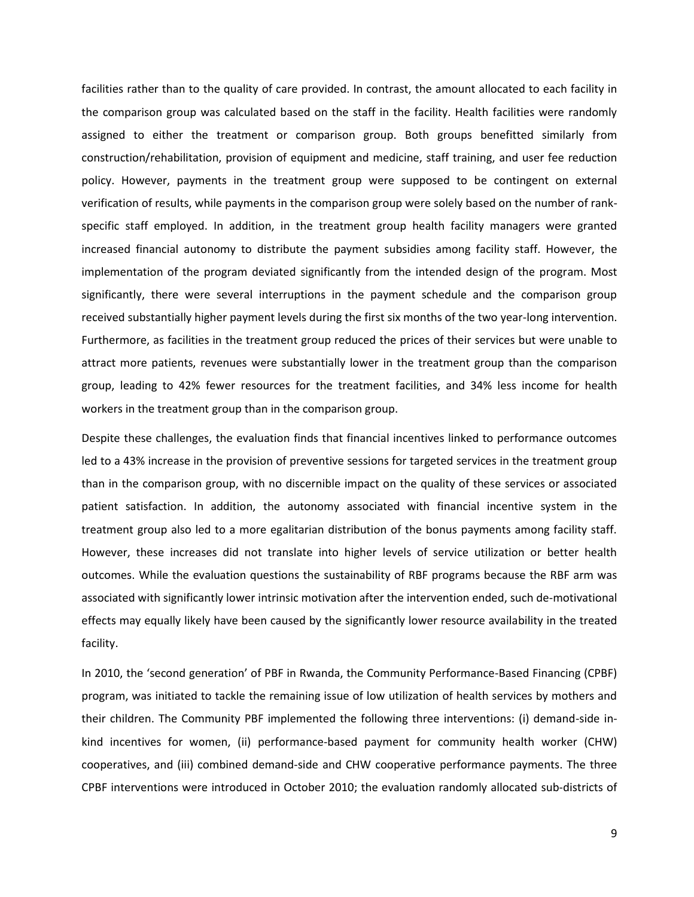facilities rather than to the quality of care provided. In contrast, the amount allocated to each facility in the comparison group was calculated based on the staff in the facility. Health facilities were randomly assigned to either the treatment or comparison group. Both groups benefitted similarly from construction/rehabilitation, provision of equipment and medicine, staff training, and user fee reduction policy. However, payments in the treatment group were supposed to be contingent on external verification of results, while payments in the comparison group were solely based on the number of rank-specific staff employed. In addition, in the treatment group health facility managers were granted increased financial autonomy to distribute the payment subsidies among facility staff. However, the implementation of the program deviated significantly from the intended design of the program. Most significantly, there were several interruptions in the payment schedule and the comparison group received substantially higher payment levels during the first six months of the two year-long intervention. Furthermore, as facilities in the treatment group reduced the prices of their services but were unable to attract more patients, revenues were substantially lower in the treatment group than the comparison group, leading to 42% fewer resources for the treatment facilities, and 34% less income for health workers in the treatment group than in the comparison group.

Despite these challenges, the evaluation finds that financial incentives linked to performance outcomes led to a 43% increase in the provision of preventive sessions for targeted services in the treatment group than in the comparison group, with no discernible impact on the quality of these services or associated patient satisfaction. In addition, the autonomy associated with financial incentive system in the treatment group also led to a more egalitarian distribution of the bonus payments among facility staff. However, these increases did not translate into higher levels of service utilization or better health outcomes. While the evaluation questions the sustainability of RBF programs because the RBF arm was associated with significantly lower intrinsic motivation after the intervention ended, such de-motivational effects may equally likely have been caused by the significantly lower resource availability in the treated facility.

In 2010, the 'second generation' of PBF in Rwanda, the Community Performance-Based Financing (CPBF) program, was initiated to tackle the remaining issue of low utilization of health services by mothers and their children. The Community PBF implemented the following three interventions: (i) demand-side in-kind incentives for women, (ii) performance-based payment for community health worker (CHW) cooperatives, and (iii) combined demand-side and CHW cooperative performance payments. The three CPBF interventions were introduced in October 2010; the evaluation randomly allocated sub-districts of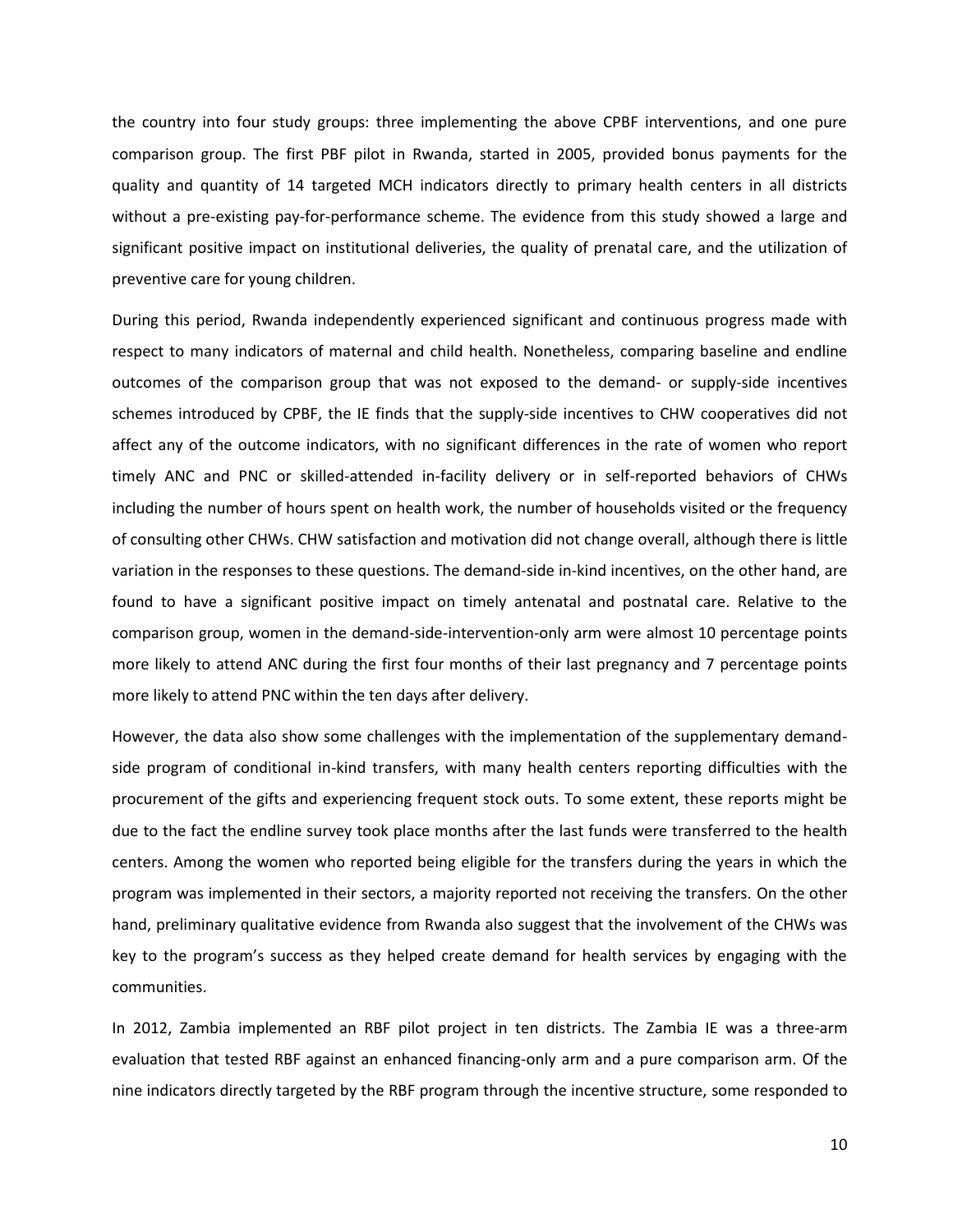the country into four study groups: three implementing the above CPBF interventions, and one pure comparison group. The first PBF pilot in Rwanda, started in 2005, provided bonus payments for the quality and quantity of 14 targeted MCH indicators directly to primary health centers in all districts without a pre-existing pay-for-performance scheme. The evidence from this study showed a large and significant positive impact on institutional deliveries, the quality of prenatal care, and the utilization of preventive care for young children.

During this period, Rwanda independently experienced significant and continuous progress made with respect to many indicators of maternal and child health. Nonetheless, comparing baseline and endline outcomes of the comparison group that was not exposed to the demand- or supply-side incentives schemes introduced by CPBF, the IE finds that the supply-side incentives to CHW cooperatives did not affect any of the outcome indicators, with no significant differences in the rate of women who report timely ANC and PNC or skilled-attended in-facility delivery or in self-reported behaviors of CHWs including the number of hours spent on health work, the number of households visited or the frequency of consulting other CHWs. CHW satisfaction and motivation did not change overall, although there is little variation in the responses to these questions. The demand-side in-kind incentives, on the other hand, are found to have a significant positive impact on timely antenatal and postnatal care. Relative to the comparison group, women in the demand-side-intervention-only arm were almost 10 percentage points more likely to attend ANC during the first four months of their last pregnancy and 7 percentage points more likely to attend PNC within the ten days after delivery.

However, the data also show some challenges with the implementation of the supplementary demand-side program of conditional in-kind transfers, with many health centers reporting difficulties with the procurement of the gifts and experiencing frequent stock outs. To some extent, these reports might be due to the fact the endline survey took place months after the last funds were transferred to the health centers. Among the women who reported being eligible for the transfers during the years in which the program was implemented in their sectors, a majority reported not receiving the transfers. On the other hand, preliminary qualitative evidence from Rwanda also suggest that the involvement of the CHWs was key to the program's success as they helped create demand for health services by engaging with the communities.

In 2012, Zambia implemented an RBF pilot project in ten districts. The Zambia IE was a three-arm evaluation that tested RBF against an enhanced financing-only arm and a pure comparison arm. Of the nine indicators directly targeted by the RBF program through the incentive structure, some responded to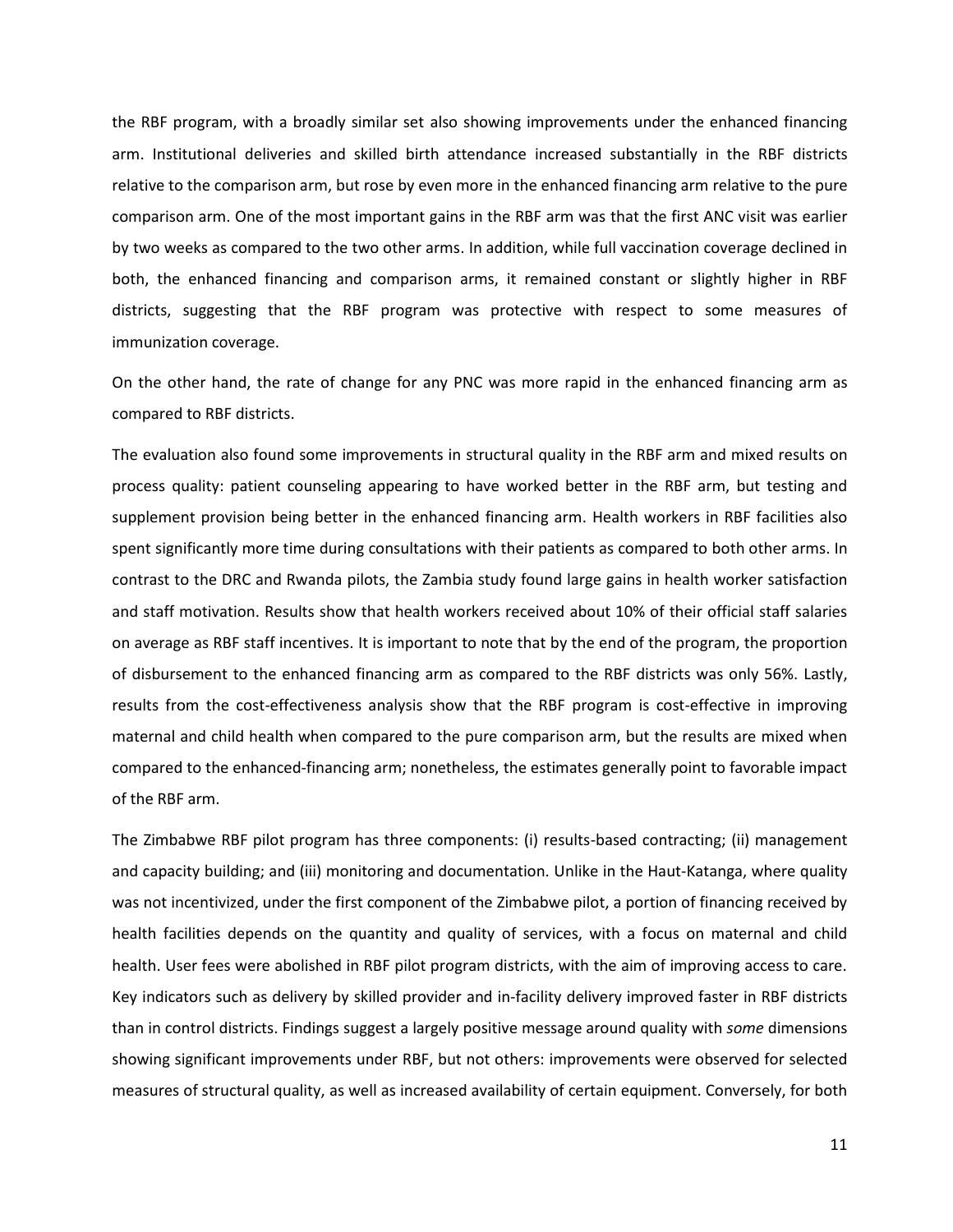the RBF program, with a broadly similar set also showing improvements under the enhanced financing arm. Institutional deliveries and skilled birth attendance increased substantially in the RBF districts relative to the comparison arm, but rose by even more in the enhanced financing arm relative to the pure comparison arm. One of the most important gains in the RBF arm was that the first ANC visit was earlier by two weeks as compared to the two other arms. In addition, while full vaccination coverage declined in both, the enhanced financing and comparison arms, it remained constant or slightly higher in RBF districts, suggesting that the RBF program was protective with respect to some measures of immunization coverage.

On the other hand, the rate of change for any PNC was more rapid in the enhanced financing arm as compared to RBF districts.

The evaluation also found some improvements in structural quality in the RBF arm and mixed results on process quality: patient counseling appearing to have worked better in the RBF arm, but testing and supplement provision being better in the enhanced financing arm. Health workers in RBF facilities also spent significantly more time during consultations with their patients as compared to both other arms. In contrast to the DRC and Rwanda pilots, the Zambia study found large gains in health worker satisfaction and staff motivation. Results show that health workers received about 10% of their official staff salaries on average as RBF staff incentives. It is important to note that by the end of the program, the proportion of disbursement to the enhanced financing arm as compared to the RBF districts was only 56%. Lastly, results from the cost-effectiveness analysis show that the RBF program is cost-effective in improving maternal and child health when compared to the pure comparison arm, but the results are mixed when compared to the enhanced-financing arm; nonetheless, the estimates generally point to favorable impact of the RBF arm.

The Zimbabwe RBF pilot program has three components: (i) results-based contracting; (ii) management and capacity building; and (iii) monitoring and documentation. Unlike in the Haut-Katanga, where quality was not incentivized, under the first component of the Zimbabwe pilot, a portion of financing received by health facilities depends on the quantity and quality of services, with a focus on maternal and child health. User fees were abolished in RBF pilot program districts, with the aim of improving access to care. Key indicators such as delivery by skilled provider and in-facility delivery improved faster in RBF districts than in control districts. Findings suggest a largely positive message around quality with *some* dimensions showing significant improvements under RBF, but not others: improvements were observed for selected measures of structural quality, as well as increased availability of certain equipment. Conversely, for both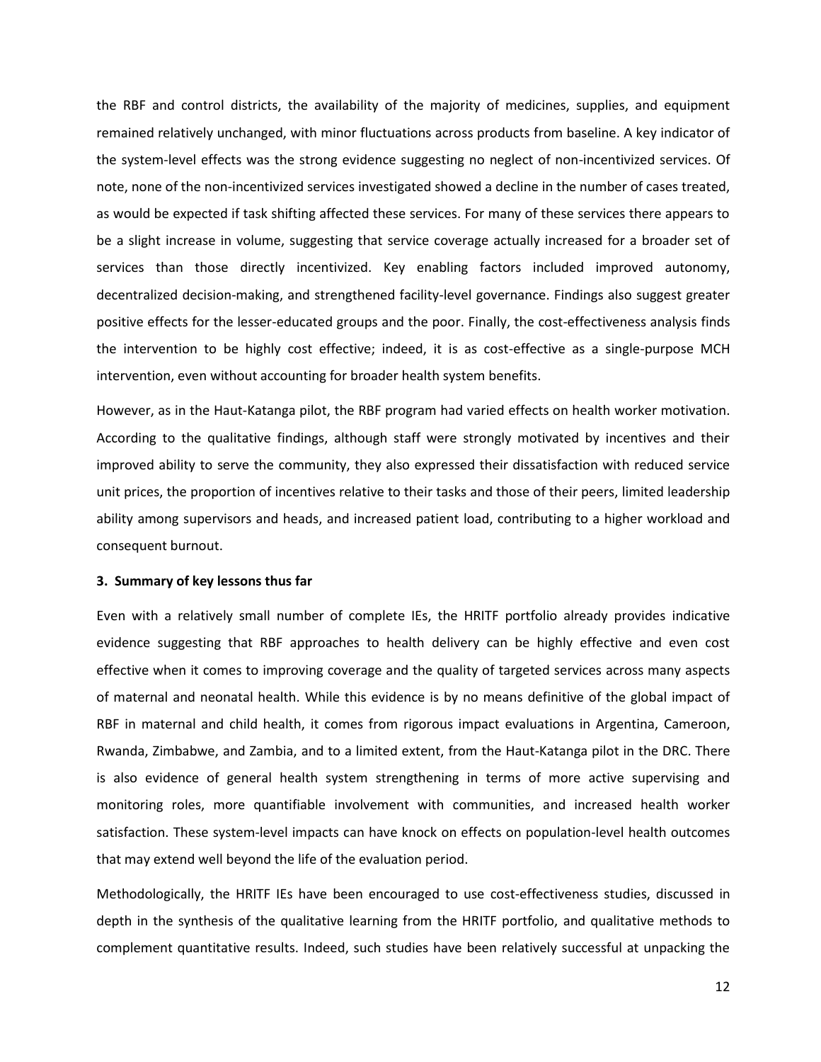the RBF and control districts, the availability of the majority of medicines, supplies, and equipment remained relatively unchanged, with minor fluctuations across products from baseline. A key indicator of the system-level effects was the strong evidence suggesting no neglect of non-incentivized services. Of note, none of the non-incentivized services investigated showed a decline in the number of cases treated, as would be expected if task shifting affected these services. For many of these services there appears to be a slight increase in volume, suggesting that service coverage actually increased for a broader set of services than those directly incentivized. Key enabling factors included improved autonomy, decentralized decision-making, and strengthened facility-level governance. Findings also suggest greater positive effects for the lesser-educated groups and the poor. Finally, the cost-effectiveness analysis finds the intervention to be highly cost effective; indeed, it is as cost-effective as a single-purpose MCH intervention, even without accounting for broader health system benefits.

However, as in the Haut-Katanga pilot, the RBF program had varied effects on health worker motivation. According to the qualitative findings, although staff were strongly motivated by incentives and their improved ability to serve the community, they also expressed their dissatisfaction with reduced service unit prices, the proportion of incentives relative to their tasks and those of their peers, limited leadership ability among supervisors and heads, and increased patient load, contributing to a higher workload and consequent burnout.

### 3. Summary of key lessons thus far

Even with a relatively small number of complete IEs, the HRITF portfolio already provides indicative evidence suggesting that RBF approaches to health delivery can be highly effective and even cost effective when it comes to improving coverage and the quality of targeted services across many aspects of maternal and neonatal health. While this evidence is by no means definitive of the global impact of RBF in maternal and child health, it comes from rigorous impact evaluations in Argentina, Cameroon, Rwanda, Zimbabwe, and Zambia, and to a limited extent, from the Haut-Katanga pilot in the DRC. There is also evidence of general health system strengthening in terms of more active supervising and monitoring roles, more quantifiable involvement with communities, and increased health worker satisfaction. These system-level impacts can have knock on effects on population-level health outcomes that may extend well beyond the life of the evaluation period.

Methodologically, the HRITF IEs have been encouraged to use cost-effectiveness studies, discussed in depth in the synthesis of the qualitative learning from the HRITF portfolio, and qualitative methods to complement quantitative results. Indeed, such studies have been relatively successful at unpacking the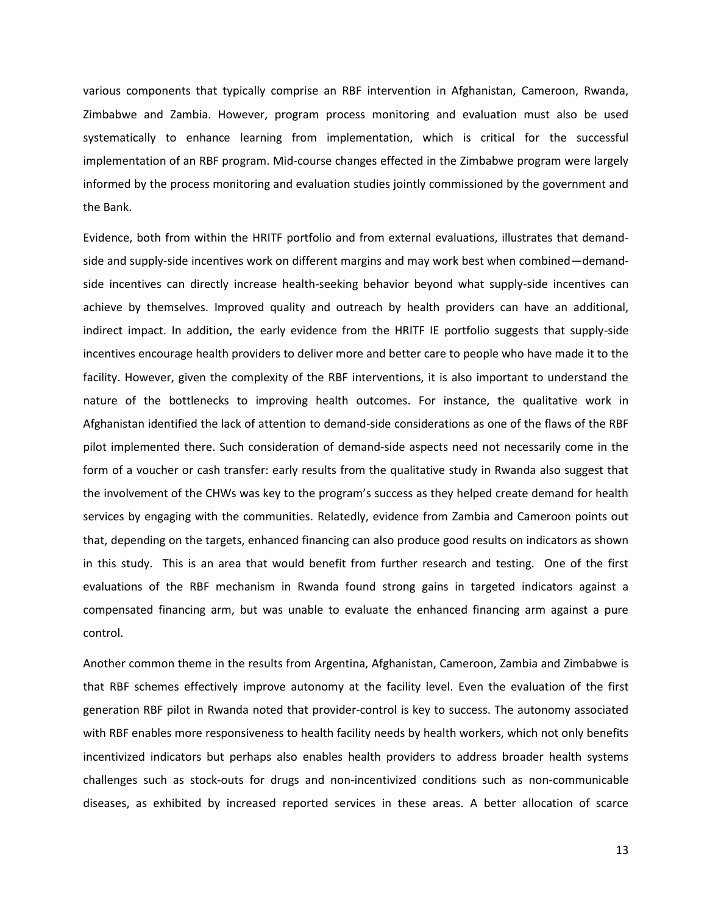various components that typically comprise an RBF intervention in Afghanistan, Cameroon, Rwanda, Zimbabwe and Zambia. However, program process monitoring and evaluation must also be used systematically to enhance learning from implementation, which is critical for the successful implementation of an RBF program. Mid-course changes effected in the Zimbabwe program were largely informed by the process monitoring and evaluation studies jointly commissioned by the government and the Bank.

Evidence, both from within the HRITF portfolio and from external evaluations, illustrates that demand-side and supply-side incentives work on different margins and may work best when combined—demand-side incentives can directly increase health-seeking behavior beyond what supply-side incentives can achieve by themselves. Improved quality and outreach by health providers can have an additional, indirect impact. In addition, the early evidence from the HRITF IE portfolio suggests that supply-side incentives encourage health providers to deliver more and better care to people who have made it to the facility. However, given the complexity of the RBF interventions, it is also important to understand the nature of the bottlenecks to improving health outcomes. For instance, the qualitative work in Afghanistan identified the lack of attention to demand-side considerations as one of the flaws of the RBF pilot implemented there. Such consideration of demand-side aspects need not necessarily come in the form of a voucher or cash transfer: early results from the qualitative study in Rwanda also suggest that the involvement of the CHWs was key to the program's success as they helped create demand for health services by engaging with the communities. Relatedly, evidence from Zambia and Cameroon points out that, depending on the targets, enhanced financing can also produce good results on indicators as shown in this study. This is an area that would benefit from further research and testing. One of the first evaluations of the RBF mechanism in Rwanda found strong gains in targeted indicators against a compensated financing arm, but was unable to evaluate the enhanced financing arm against a pure control.

Another common theme in the results from Argentina, Afghanistan, Cameroon, Zambia and Zimbabwe is that RBF schemes effectively improve autonomy at the facility level. Even the evaluation of the first generation RBF pilot in Rwanda noted that provider-control is key to success. The autonomy associated with RBF enables more responsiveness to health facility needs by health workers, which not only benefits incentivized indicators but perhaps also enables health providers to address broader health systems challenges such as stock-outs for drugs and non-incentivized conditions such as non-communicable diseases, as exhibited by increased reported services in these areas. A better allocation of scarce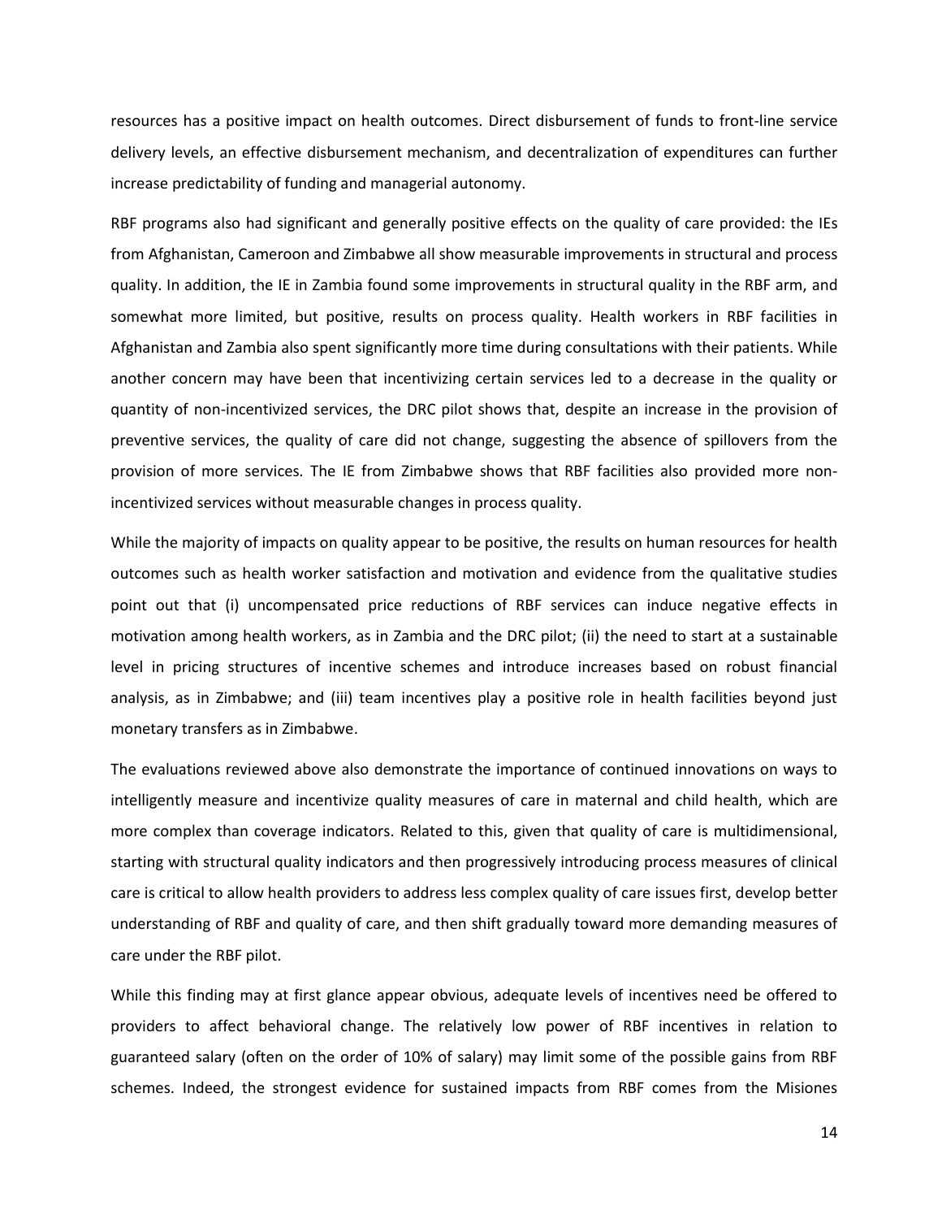resources has a positive impact on health outcomes. Direct disbursement of funds to front-line service delivery levels, an effective disbursement mechanism, and decentralization of expenditures can further increase predictability of funding and managerial autonomy.

RBF programs also had significant and generally positive effects on the quality of care provided: the IEs from Afghanistan, Cameroon and Zimbabwe all show measurable improvements in structural and process quality. In addition, the IE in Zambia found some improvements in structural quality in the RBF arm, and somewhat more limited, but positive, results on process quality. Health workers in RBF facilities in Afghanistan and Zambia also spent significantly more time during consultations with their patients. While another concern may have been that incentivizing certain services led to a decrease in the quality or quantity of non-incentivized services, the DRC pilot shows that, despite an increase in the provision of preventive services, the quality of care did not change, suggesting the absence of spillovers from the provision of more services. The IE from Zimbabwe shows that RBF facilities also provided more non-incentivized services without measurable changes in process quality.

While the majority of impacts on quality appear to be positive, the results on human resources for health outcomes such as health worker satisfaction and motivation and evidence from the qualitative studies point out that (i) uncompensated price reductions of RBF services can induce negative effects in motivation among health workers, as in Zambia and the DRC pilot; (ii) the need to start at a sustainable level in pricing structures of incentive schemes and introduce increases based on robust financial analysis, as in Zimbabwe; and (iii) team incentives play a positive role in health facilities beyond just monetary transfers as in Zimbabwe.

The evaluations reviewed above also demonstrate the importance of continued innovations on ways to intelligently measure and incentivize quality measures of care in maternal and child health, which are more complex than coverage indicators. Related to this, given that quality of care is multidimensional, starting with structural quality indicators and then progressively introducing process measures of clinical care is critical to allow health providers to address less complex quality of care issues first, develop better understanding of RBF and quality of care, and then shift gradually toward more demanding measures of care under the RBF pilot.

While this finding may at first glance appear obvious, adequate levels of incentives need be offered to providers to affect behavioral change. The relatively low power of RBF incentives in relation to guaranteed salary (often on the order of 10% of salary) may limit some of the possible gains from RBF schemes. Indeed, the strongest evidence for sustained impacts from RBF comes from the Misiones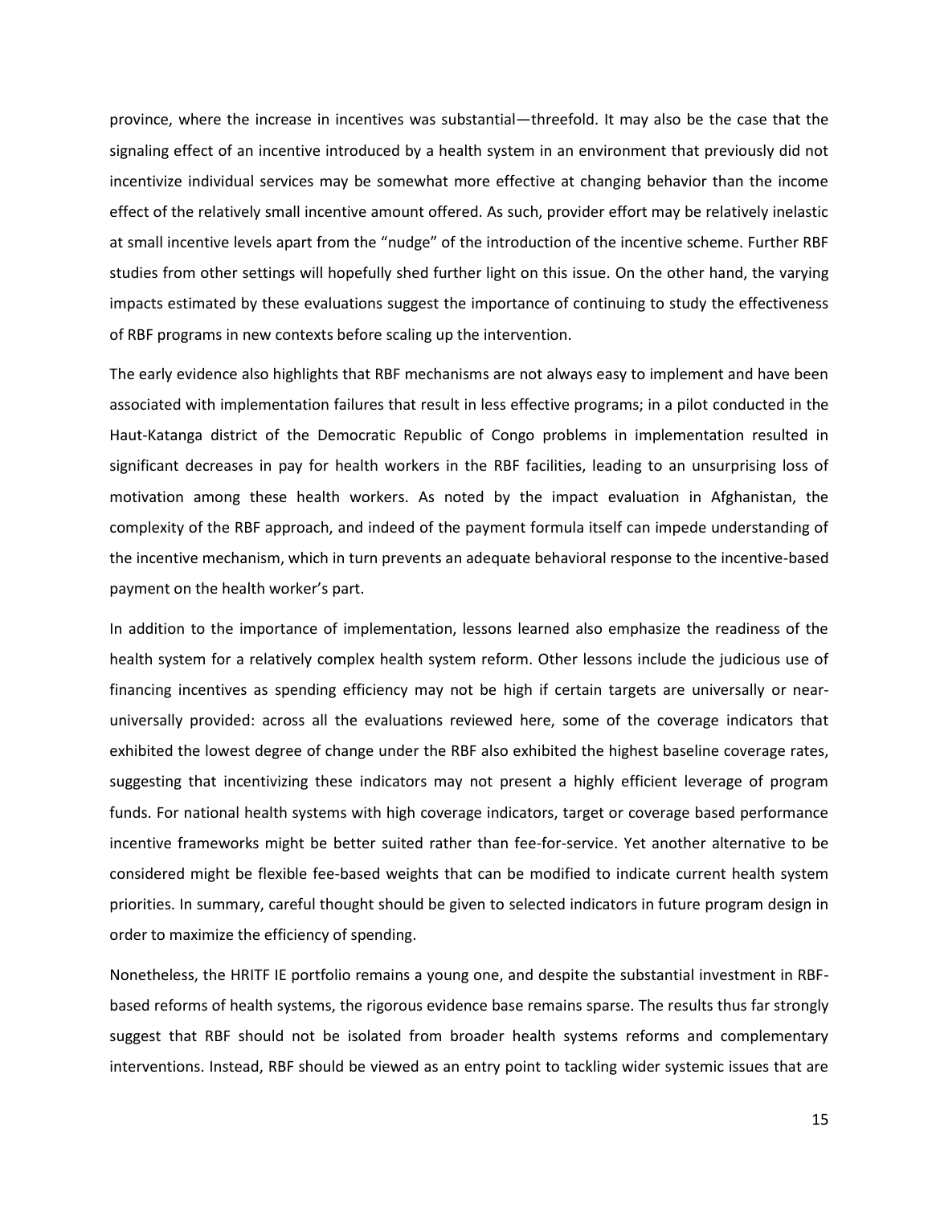province, where the increase in incentives was substantial—threefold. It may also be the case that the signaling effect of an incentive introduced by a health system in an environment that previously did not incentivize individual services may be somewhat more effective at changing behavior than the income effect of the relatively small incentive amount offered. As such, provider effort may be relatively inelastic at small incentive levels apart from the "nudge" of the introduction of the incentive scheme. Further RBF studies from other settings will hopefully shed further light on this issue. On the other hand, the varying impacts estimated by these evaluations suggest the importance of continuing to study the effectiveness of RBF programs in new contexts before scaling up the intervention.

The early evidence also highlights that RBF mechanisms are not always easy to implement and have been associated with implementation failures that result in less effective programs; in a pilot conducted in the Haut-Katanga district of the Democratic Republic of Congo problems in implementation resulted in significant decreases in pay for health workers in the RBF facilities, leading to an unsurprising loss of motivation among these health workers. As noted by the impact evaluation in Afghanistan, the complexity of the RBF approach, and indeed of the payment formula itself can impede understanding of the incentive mechanism, which in turn prevents an adequate behavioral response to the incentive-based payment on the health worker's part.

In addition to the importance of implementation, lessons learned also emphasize the readiness of the health system for a relatively complex health system reform. Other lessons include the judicious use of financing incentives as spending efficiency may not be high if certain targets are universally or near-universally provided: across all the evaluations reviewed here, some of the coverage indicators that exhibited the lowest degree of change under the RBF also exhibited the highest baseline coverage rates, suggesting that incentivizing these indicators may not present a highly efficient leverage of program funds. For national health systems with high coverage indicators, target or coverage based performance incentive frameworks might be better suited rather than fee-for-service. Yet another alternative to be considered might be flexible fee-based weights that can be modified to indicate current health system priorities. In summary, careful thought should be given to selected indicators in future program design in order to maximize the efficiency of spending.

Nonetheless, the HRITF IE portfolio remains a young one, and despite the substantial investment in RBF-based reforms of health systems, the rigorous evidence base remains sparse. The results thus far strongly suggest that RBF should not be isolated from broader health systems reforms and complementary interventions. Instead, RBF should be viewed as an entry point to tackling wider systemic issues that are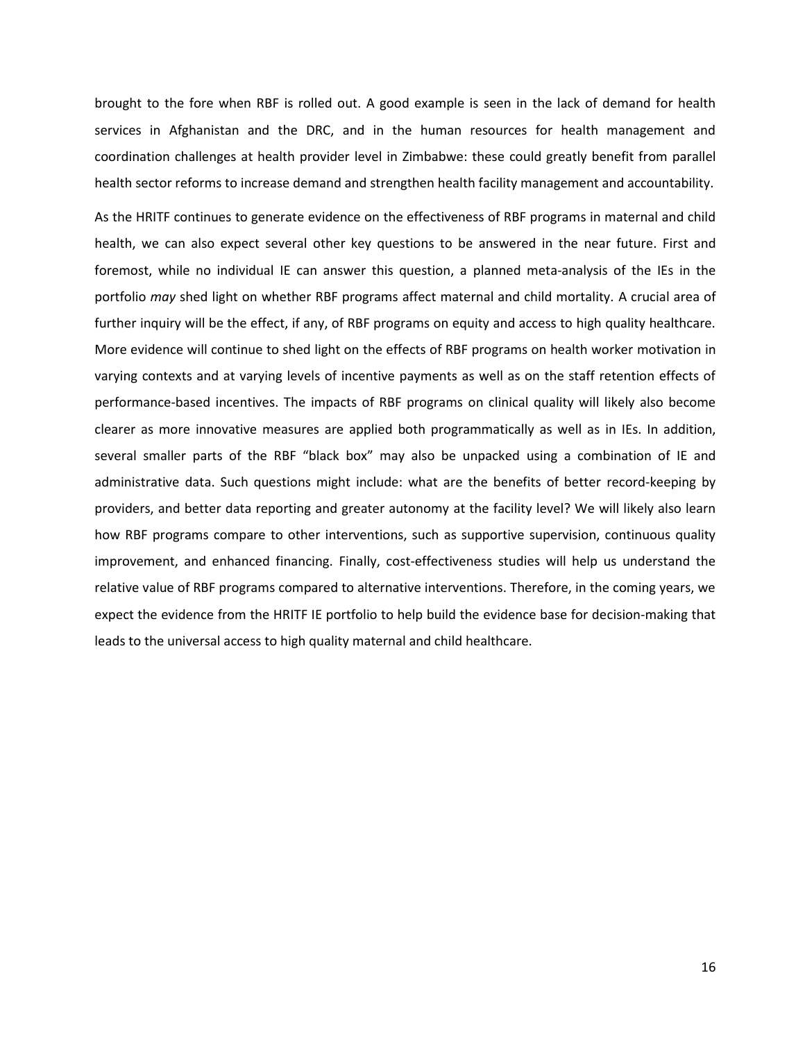brought to the fore when RBF is rolled out. A good example is seen in the lack of demand for health services in Afghanistan and the DRC, and in the human resources for health management and coordination challenges at health provider level in Zimbabwe: these could greatly benefit from parallel health sector reforms to increase demand and strengthen health facility management and accountability.

As the HRITF continues to generate evidence on the effectiveness of RBF programs in maternal and child health, we can also expect several other key questions to be answered in the near future. First and foremost, while no individual IE can answer this question, a planned meta-analysis of the IEs in the portfolio *may* shed light on whether RBF programs affect maternal and child mortality. A crucial area of further inquiry will be the effect, if any, of RBF programs on equity and access to high quality healthcare. More evidence will continue to shed light on the effects of RBF programs on health worker motivation in varying contexts and at varying levels of incentive payments as well as on the staff retention effects of performance-based incentives. The impacts of RBF programs on clinical quality will likely also become clearer as more innovative measures are applied both programmatically as well as in IEs. In addition, several smaller parts of the RBF "black box" may also be unpacked using a combination of IE and administrative data. Such questions might include: what are the benefits of better record-keeping by providers, and better data reporting and greater autonomy at the facility level? We will likely also learn how RBF programs compare to other interventions, such as supportive supervision, continuous quality improvement, and enhanced financing. Finally, cost-effectiveness studies will help us understand the relative value of RBF programs compared to alternative interventions. Therefore, in the coming years, we expect the evidence from the HRITF IE portfolio to help build the evidence base for decision-making that leads to the universal access to high quality maternal and child healthcare.